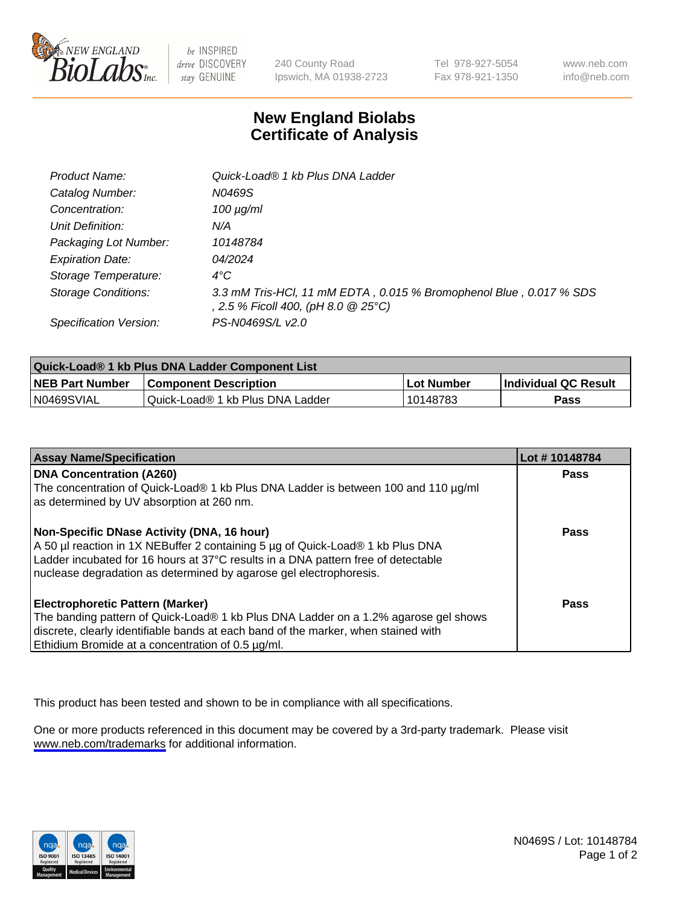# New England Biolabs Certificate of Analysis

| | |
|---|---|
| *Product Name:* | *Quick-Load® 1 kb Plus DNA Ladder* |
| *Catalog Number:* | *N0469S* |
| *Concentration:* | *100 µg/ml* |
| *Unit Definition:* | *N/A* |
| *Packaging Lot Number:* | *10148784* |
| *Expiration Date:* | *04/2024* |
| *Storage Temperature:* | *4°C* |
| *Storage Conditions:* | *3.3 mM Tris-HCl, 11 mM EDTA , 0.015 % Bromophenol Blue , 0.017 % SDS , 2.5 % Ficoll 400, (pH 8.0 @ 25°C)* |
| *Specification Version:* | *PS-N0469S/L v2.0* |

| Quick-Load® 1 kb Plus DNA Ladder Component List | | | |
|---|---|---|---|
| **NEB Part Number** | **Component Description** | **Lot Number** | **Individual QC Result** |
| N0469SVIAL | Quick-Load® 1 kb Plus DNA Ladder | 10148783 | **Pass** |

| Assay Name/Specification | Lot # 10148784 |
|---|---|
| **DNA Concentration (A260)**<br>The concentration of Quick-Load® 1 kb Plus DNA Ladder is between 100 and 110 µg/ml as determined by UV absorption at 260 nm. | **Pass** |
| **Non-Specific DNase Activity (DNA, 16 hour)**<br>A 50 µl reaction in 1X NEBuffer 2 containing 5 µg of Quick-Load® 1 kb Plus DNA Ladder incubated for 16 hours at 37°C results in a DNA pattern free of detectable nuclease degradation as determined by agarose gel electrophoresis. | **Pass** |
| **Electrophoretic Pattern (Marker)**<br>The banding pattern of Quick-Load® 1 kb Plus DNA Ladder on a 1.2% agarose gel shows discrete, clearly identifiable bands at each band of the marker, when stained with Ethidium Bromide at a concentration of 0.5 µg/ml. | **Pass** |

This product has been tested and shown to be in compliance with all specifications.

One or more products referenced in this document may be covered by a 3rd-party trademark. Please visit www.neb.com/trademarks for additional information.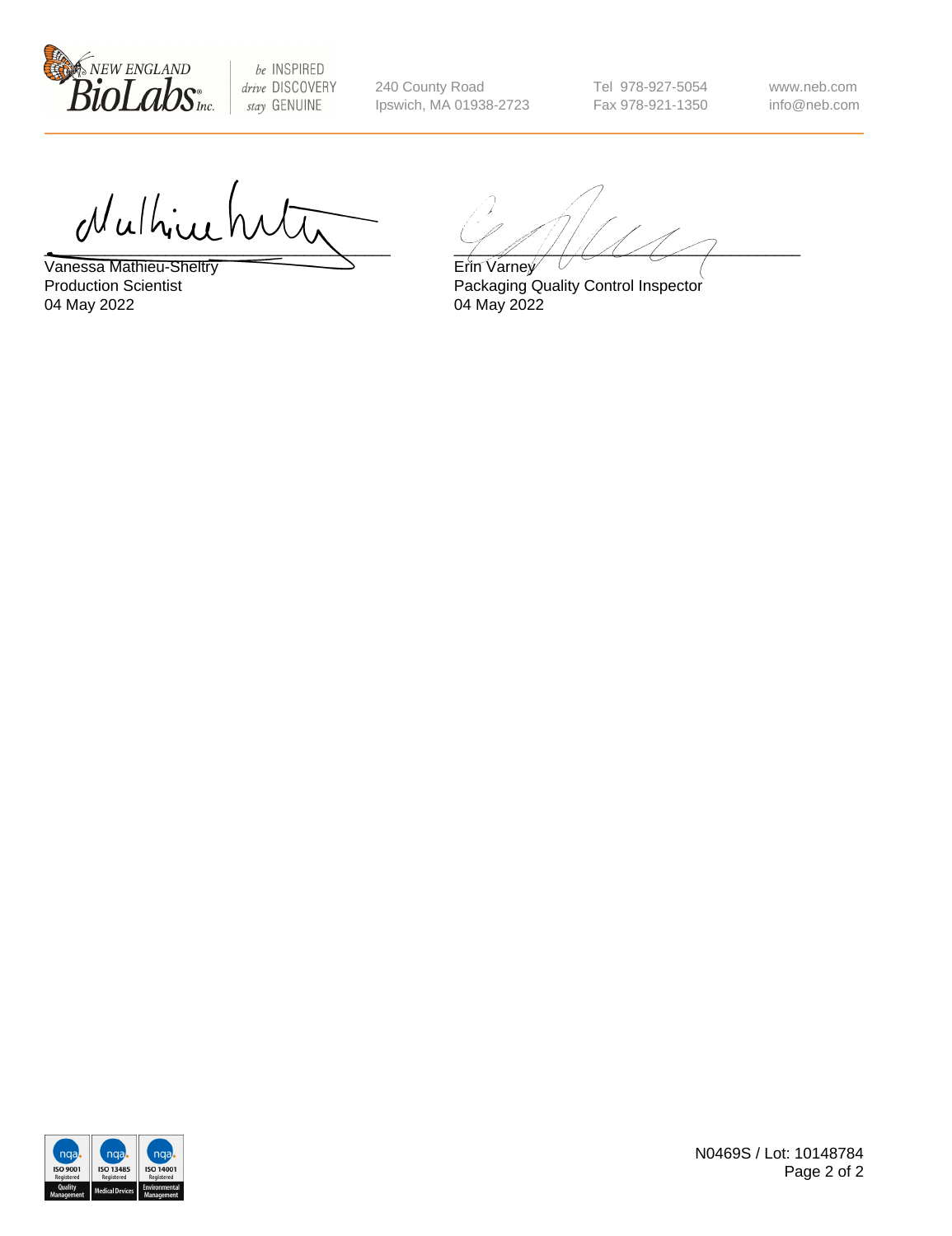be INSPIRED
drive DISCOVERY
stay GENUINE

240 County Road
Ipswich, MA 01938-2723

Tel 978-927-5054
Fax 978-921-1350

www.neb.com
info@neb.com

Vanessa Mathieu-Sheltry
Production Scientist
04 May 2022

Erin Varney
Packaging Quality Control Inspector
04 May 2022

N0469S / Lot: 10148784